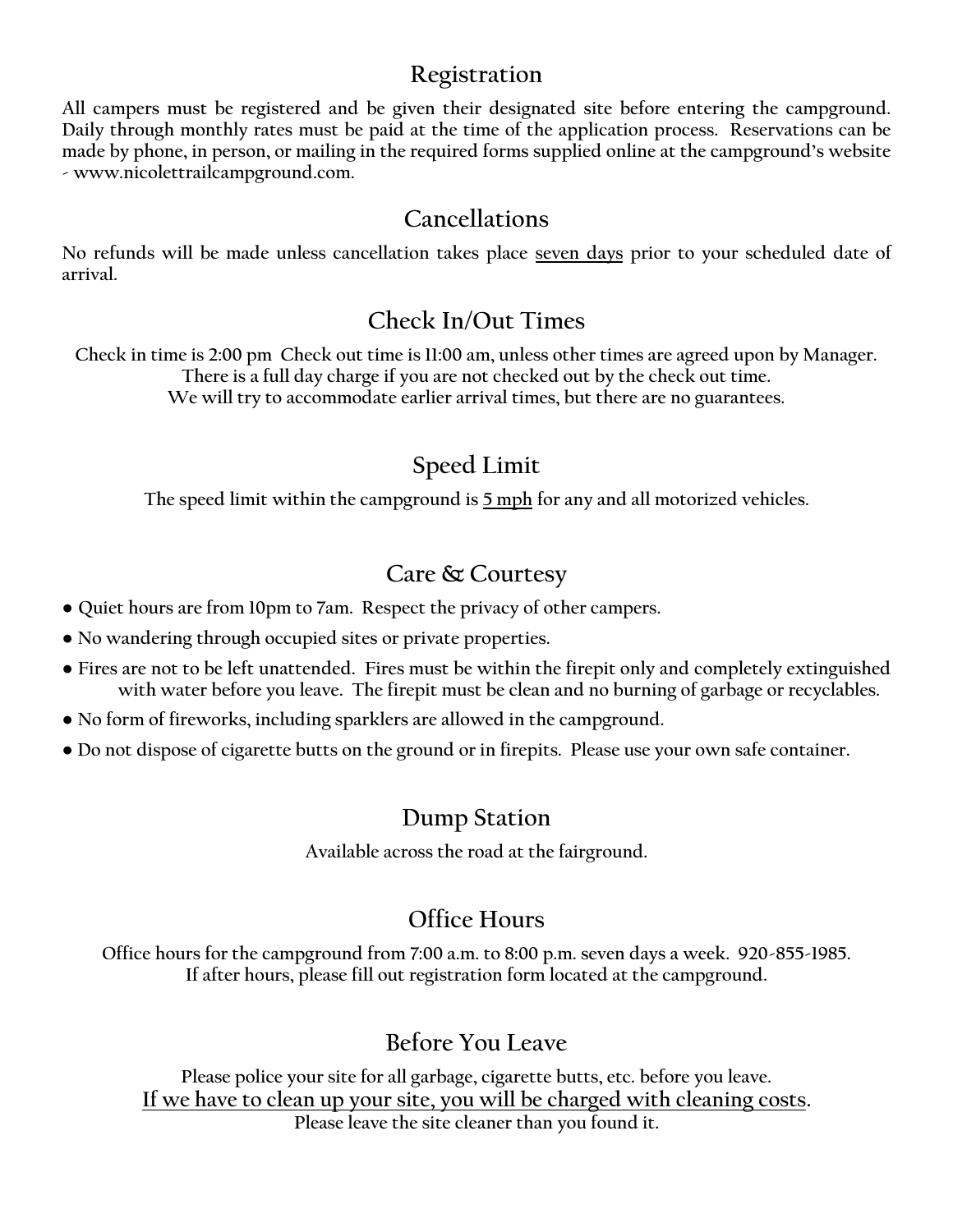## Registration

All campers must be registered and be given their designated site before entering the campground. Daily through monthly rates must be paid at the time of the application process. Reservations can be made by phone, in person, or mailing in the required forms supplied online at the campground's website - www.nicolettrailcampground.com.

## Cancellations

No refunds will be made unless cancellation takes place <u>seven days</u> prior to your scheduled date of arrival.

## Check In/Out Times

Check in time is 2:00 pm Check out time is 11:00 am, unless other times are agreed upon by Manager.
There is a full day charge if you are not checked out by the check out time.
We will try to accommodate earlier arrival times, but there are no guarantees.

## Speed Limit

The speed limit within the campground is <u>5 mph</u> for any and all motorized vehicles.

## Care & Courtesy

- Quiet hours are from 10pm to 7am. Respect the privacy of other campers.
- No wandering through occupied sites or private properties.
- Fires are not to be left unattended. Fires must be within the firepit only and completely extinguished with water before you leave. The firepit must be clean and no burning of garbage or recyclables.
- No form of fireworks, including sparklers are allowed in the campground.
- Do not dispose of cigarette butts on the ground or in firepits. Please use your own safe container.

## Dump Station

Available across the road at the fairground.

## Office Hours

Office hours for the campground from 7:00 a.m. to 8:00 p.m. seven days a week. 920-855-1985.
If after hours, please fill out registration form located at the campground.

## Before You Leave

Please police your site for all garbage, cigarette butts, etc. before you leave.
<u>If we have to clean up your site, you will be charged with cleaning costs</u>.
Please leave the site cleaner than you found it.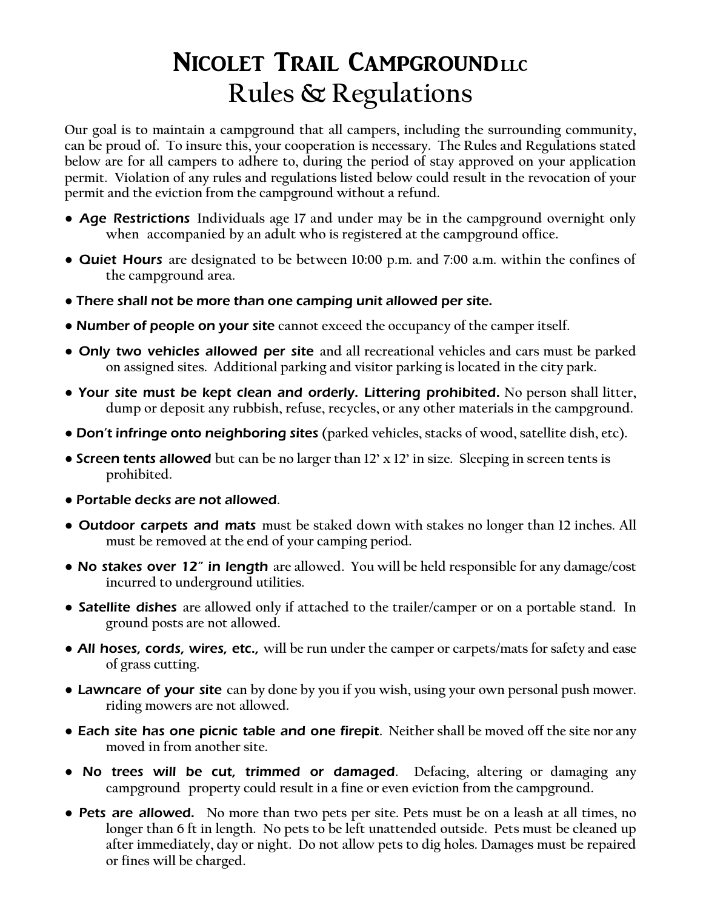# Nicolet Trail Campground LLC
## Rules & Regulations

Our goal is to maintain a campground that all campers, including the surrounding community, can be proud of. To insure this, your cooperation is necessary. The Rules and Regulations stated below are for all campers to adhere to, during the period of stay approved on your application permit. Violation of any rules and regulations listed below could result in the revocation of your permit and the eviction from the campground without a refund.

- ***Age Restrictions*** Individuals age 17 and under may be in the campground overnight only when accompanied by an adult who is registered at the campground office.
- **Quiet Hours** are designated to be between 10:00 p.m. and 7:00 a.m. within the confines of the campground area.
- ***There shall not be more than one camping unit allowed per site.***
- **Number of people on your site** cannot exceed the occupancy of the camper itself.
- ***Only two vehicles allowed per site*** and all recreational vehicles and cars must be parked on assigned sites. Additional parking and visitor parking is located in the city park.
- ***Your site must be kept clean and orderly. Littering prohibited.*** No person shall litter, dump or deposit any rubbish, refuse, recycles, or any other materials in the campground.
- ***Don't infringe onto neighboring sites*** (parked vehicles, stacks of wood, satellite dish, etc).
- ***Screen tents allowed*** but can be no larger than 12' x 12' in size. Sleeping in screen tents is prohibited.
- ***Portable decks are not allowed***.
- ***Outdoor carpets and mats*** must be staked down with stakes no longer than 12 inches. All must be removed at the end of your camping period.
- ***No stakes over 12" in length*** are allowed. You will be held responsible for any damage/cost incurred to underground utilities.
- ***Satellite dishes*** are allowed only if attached to the trailer/camper or on a portable stand. In ground posts are not allowed.
- ***All hoses, cords, wires, etc.,*** will be run under the camper or carpets/mats for safety and ease of grass cutting.
- ***Lawncare of your site*** can by done by you if you wish, using your own personal push mower. riding mowers are not allowed.
- ***Each site has one picnic table and one firepit***. Neither shall be moved off the site nor any moved in from another site.
- ***No trees will be cut, trimmed or damaged***. Defacing, altering or damaging any campground property could result in a fine or even eviction from the campground.
- ***Pets are allowed.*** No more than two pets per site. Pets must be on a leash at all times, no longer than 6 ft in length. No pets to be left unattended outside. Pets must be cleaned up after immediately, day or night. Do not allow pets to dig holes. Damages must be repaired or fines will be charged.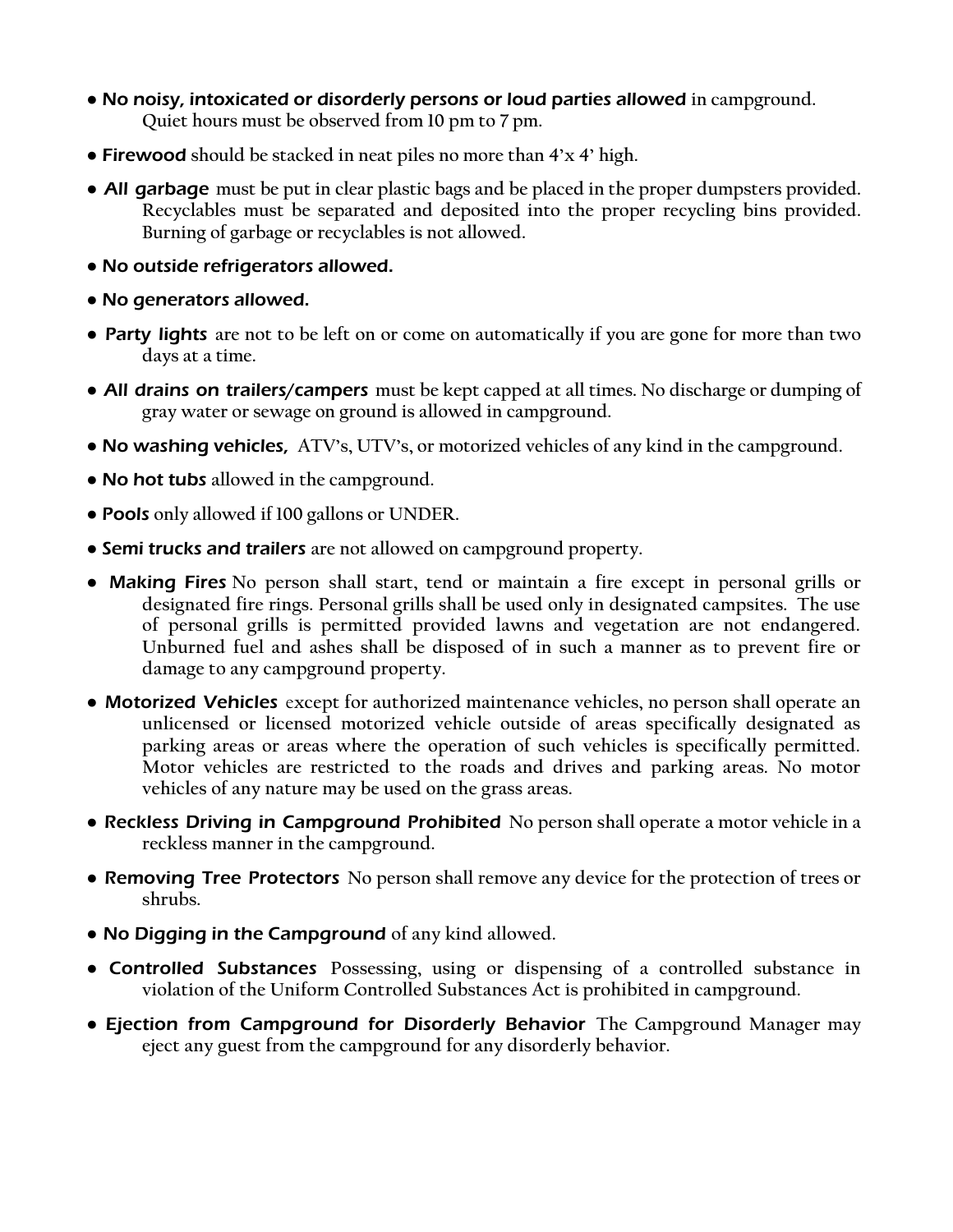- *No noisy, intoxicated or disorderly persons or loud parties allowed* in campground. Quiet hours must be observed from 10 pm to 7 pm.
- *Firewood* should be stacked in neat piles no more than 4'x 4' high.
- *All garbage* must be put in clear plastic bags and be placed in the proper dumpsters provided. Recyclables must be separated and deposited into the proper recycling bins provided. Burning of garbage or recyclables is not allowed.
- *No outside refrigerators allowed.*
- *No generators allowed.*
- *Party lights* are not to be left on or come on automatically if you are gone for more than two days at a time.
- *All drains on trailers/campers* must be kept capped at all times. No discharge or dumping of gray water or sewage on ground is allowed in campground.
- *No washing vehicles,* ATV's, UTV's, or motorized vehicles of any kind in the campground.
- *No hot tubs* allowed in the campground.
- *Pools* only allowed if 100 gallons or UNDER.
- *Semi trucks and trailers* are not allowed on campground property.
- *Making Fires* No person shall start, tend or maintain a fire except in personal grills or designated fire rings. Personal grills shall be used only in designated campsites. The use of personal grills is permitted provided lawns and vegetation are not endangered. Unburned fuel and ashes shall be disposed of in such a manner as to prevent fire or damage to any campground property.
- *Motorized Vehicles* except for authorized maintenance vehicles, no person shall operate an unlicensed or licensed motorized vehicle outside of areas specifically designated as parking areas or areas where the operation of such vehicles is specifically permitted. Motor vehicles are restricted to the roads and drives and parking areas. No motor vehicles of any nature may be used on the grass areas.
- *Reckless Driving in Campground Prohibited* No person shall operate a motor vehicle in a reckless manner in the campground.
- *Removing Tree Protectors* No person shall remove any device for the protection of trees or shrubs.
- *No Digging in the Campground* of any kind allowed.
- *Controlled Substances* Possessing, using or dispensing of a controlled substance in violation of the Uniform Controlled Substances Act is prohibited in campground.
- *Ejection from Campground for Disorderly Behavior* The Campground Manager may eject any guest from the campground for any disorderly behavior.